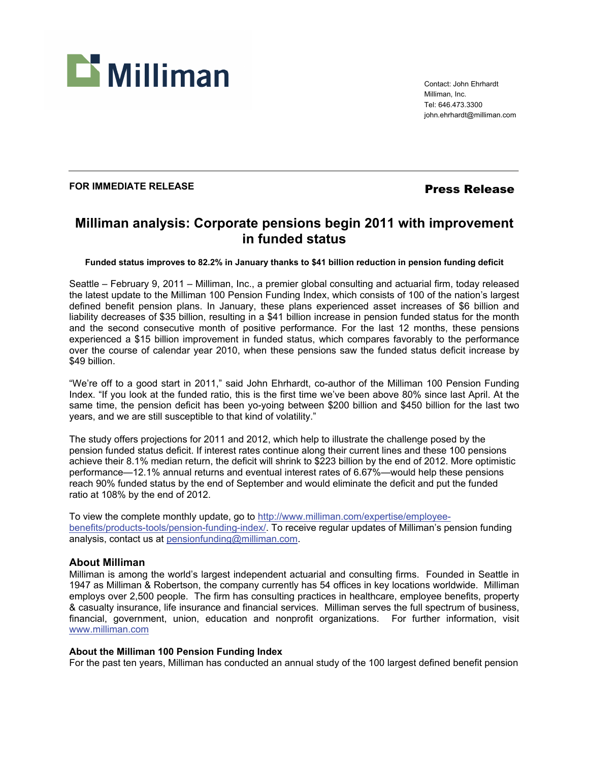Milliman

Contact: John Ehrhardt
Milliman, Inc.
Tel: 646.473.3300
john.ehrhardt@milliman.com

**FOR IMMEDIATE RELEASE**

**Press Release**

# Milliman analysis: Corporate pensions begin 2011 with improvement in funded status

**Funded status improves to 82.2% in January thanks to $41 billion reduction in pension funding deficit**

Seattle – February 9, 2011 – Milliman, Inc., a premier global consulting and actuarial firm, today released the latest update to the Milliman 100 Pension Funding Index, which consists of 100 of the nation's largest defined benefit pension plans. In January, these plans experienced asset increases of $6 billion and liability decreases of $35 billion, resulting in a $41 billion increase in pension funded status for the month and the second consecutive month of positive performance. For the last 12 months, these pensions experienced a $15 billion improvement in funded status, which compares favorably to the performance over the course of calendar year 2010, when these pensions saw the funded status deficit increase by $49 billion.

"We're off to a good start in 2011," said John Ehrhardt, co-author of the Milliman 100 Pension Funding Index. "If you look at the funded ratio, this is the first time we've been above 80% since last April. At the same time, the pension deficit has been yo-yoing between $200 billion and $450 billion for the last two years, and we are still susceptible to that kind of volatility."

The study offers projections for 2011 and 2012, which help to illustrate the challenge posed by the pension funded status deficit. If interest rates continue along their current lines and these 100 pensions achieve their 8.1% median return, the deficit will shrink to $223 billion by the end of 2012. More optimistic performance—12.1% annual returns and eventual interest rates of 6.67%—would help these pensions reach 90% funded status by the end of September and would eliminate the deficit and put the funded ratio at 108% by the end of 2012.

To view the complete monthly update, go to http://www.milliman.com/expertise/employee-benefits/products-tools/pension-funding-index/. To receive regular updates of Milliman's pension funding analysis, contact us at pensionfunding@milliman.com.

### About Milliman

Milliman is among the world's largest independent actuarial and consulting firms. Founded in Seattle in 1947 as Milliman & Robertson, the company currently has 54 offices in key locations worldwide. Milliman employs over 2,500 people. The firm has consulting practices in healthcare, employee benefits, property & casualty insurance, life insurance and financial services. Milliman serves the full spectrum of business, financial, government, union, education and nonprofit organizations. For further information, visit www.milliman.com

### About the Milliman 100 Pension Funding Index

For the past ten years, Milliman has conducted an annual study of the 100 largest defined benefit pension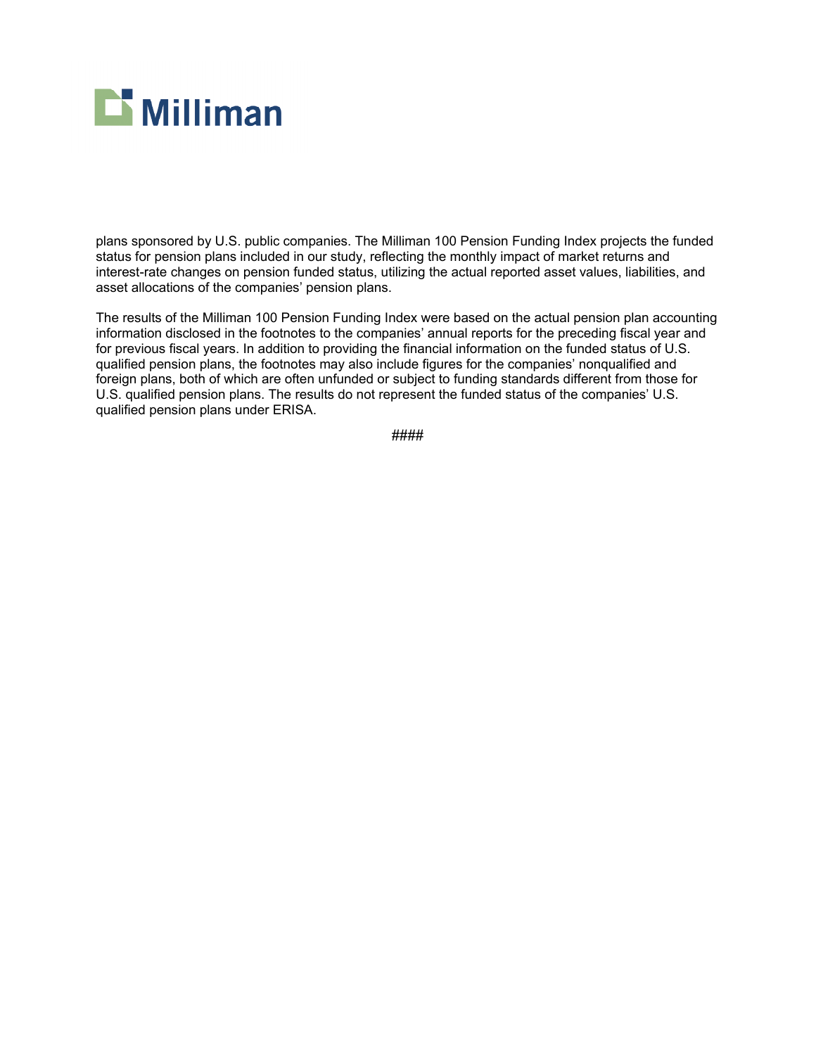plans sponsored by U.S. public companies. The Milliman 100 Pension Funding Index projects the funded status for pension plans included in our study, reflecting the monthly impact of market returns and interest-rate changes on pension funded status, utilizing the actual reported asset values, liabilities, and asset allocations of the companies' pension plans.

The results of the Milliman 100 Pension Funding Index were based on the actual pension plan accounting information disclosed in the footnotes to the companies' annual reports for the preceding fiscal year and for previous fiscal years. In addition to providing the financial information on the funded status of U.S. qualified pension plans, the footnotes may also include figures for the companies' nonqualified and foreign plans, both of which are often unfunded or subject to funding standards different from those for U.S. qualified pension plans. The results do not represent the funded status of the companies' U.S. qualified pension plans under ERISA.

####